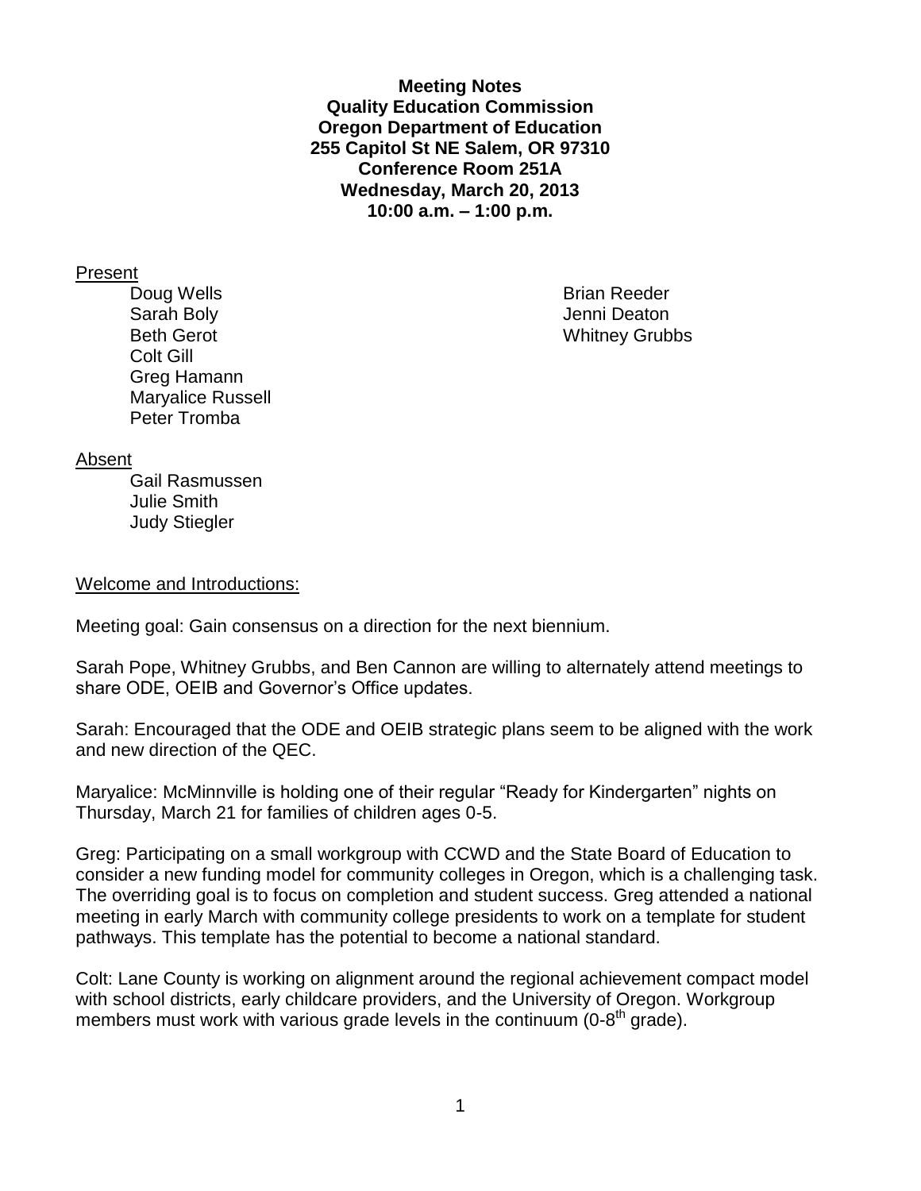**Meeting Notes**
**Quality Education Commission**
**Oregon Department of Education**
**255 Capitol St NE Salem, OR 97310**
**Conference Room 251A**
**Wednesday, March 20, 2013**
**10:00 a.m. – 1:00 p.m.**

Present

- Doug Wells
- Sarah Boly
- Beth Gerot
- Colt Gill
- Greg Hamann
- Maryalice Russell
- Peter Tromba
- Brian Reeder
- Jenni Deaton
- Whitney Grubbs

Absent

- Gail Rasmussen
- Julie Smith
- Judy Stiegler

Welcome and Introductions:

Meeting goal: Gain consensus on a direction for the next biennium.

Sarah Pope, Whitney Grubbs, and Ben Cannon are willing to alternately attend meetings to share ODE, OEIB and Governor's Office updates.

Sarah: Encouraged that the ODE and OEIB strategic plans seem to be aligned with the work and new direction of the QEC.

Maryalice: McMinnville is holding one of their regular "Ready for Kindergarten" nights on Thursday, March 21 for families of children ages 0-5.

Greg: Participating on a small workgroup with CCWD and the State Board of Education to consider a new funding model for community colleges in Oregon, which is a challenging task. The overriding goal is to focus on completion and student success. Greg attended a national meeting in early March with community college presidents to work on a template for student pathways. This template has the potential to become a national standard.

Colt: Lane County is working on alignment around the regional achievement compact model with school districts, early childcare providers, and the University of Oregon. Workgroup members must work with various grade levels in the continuum (0-8th grade).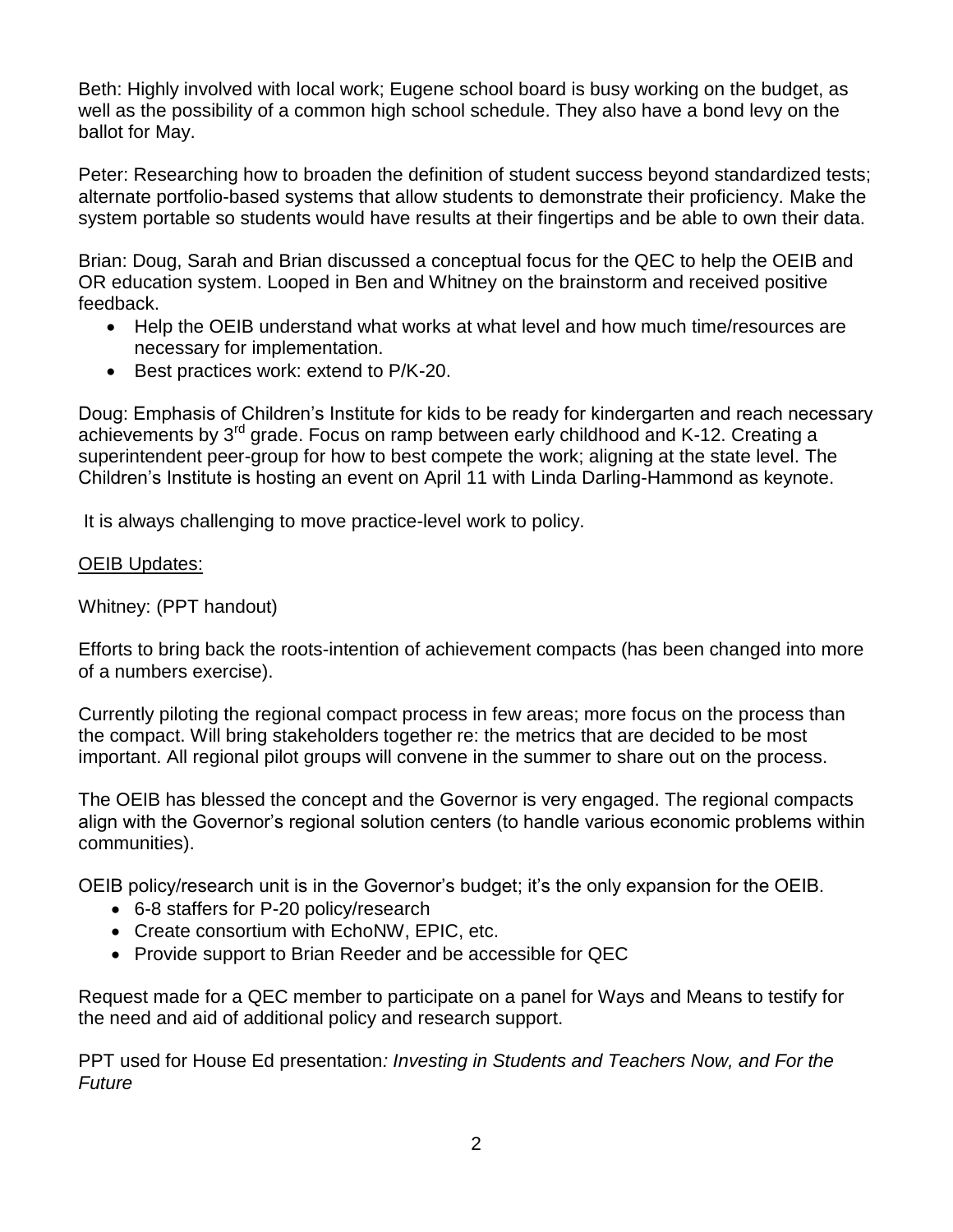Beth: Highly involved with local work; Eugene school board is busy working on the budget, as well as the possibility of a common high school schedule. They also have a bond levy on the ballot for May.

Peter: Researching how to broaden the definition of student success beyond standardized tests; alternate portfolio-based systems that allow students to demonstrate their proficiency. Make the system portable so students would have results at their fingertips and be able to own their data.

Brian: Doug, Sarah and Brian discussed a conceptual focus for the QEC to help the OEIB and OR education system. Looped in Ben and Whitney on the brainstorm and received positive feedback.

- Help the OEIB understand what works at what level and how much time/resources are necessary for implementation.
- Best practices work: extend to P/K-20.

Doug: Emphasis of Children's Institute for kids to be ready for kindergarten and reach necessary achievements by 3rd grade. Focus on ramp between early childhood and K-12. Creating a superintendent peer-group for how to best compete the work; aligning at the state level. The Children's Institute is hosting an event on April 11 with Linda Darling-Hammond as keynote.

It is always challenging to move practice-level work to policy.

<u>OEIB Updates:</u>

Whitney: (PPT handout)

Efforts to bring back the roots-intention of achievement compacts (has been changed into more of a numbers exercise).

Currently piloting the regional compact process in few areas; more focus on the process than the compact. Will bring stakeholders together re: the metrics that are decided to be most important. All regional pilot groups will convene in the summer to share out on the process.

The OEIB has blessed the concept and the Governor is very engaged. The regional compacts align with the Governor's regional solution centers (to handle various economic problems within communities).

OEIB policy/research unit is in the Governor's budget; it's the only expansion for the OEIB.

- 6-8 staffers for P-20 policy/research
- Create consortium with EchoNW, EPIC, etc.
- Provide support to Brian Reeder and be accessible for QEC

Request made for a QEC member to participate on a panel for Ways and Means to testify for the need and aid of additional policy and research support.

PPT used for House Ed presentation*: Investing in Students and Teachers Now, and For the Future*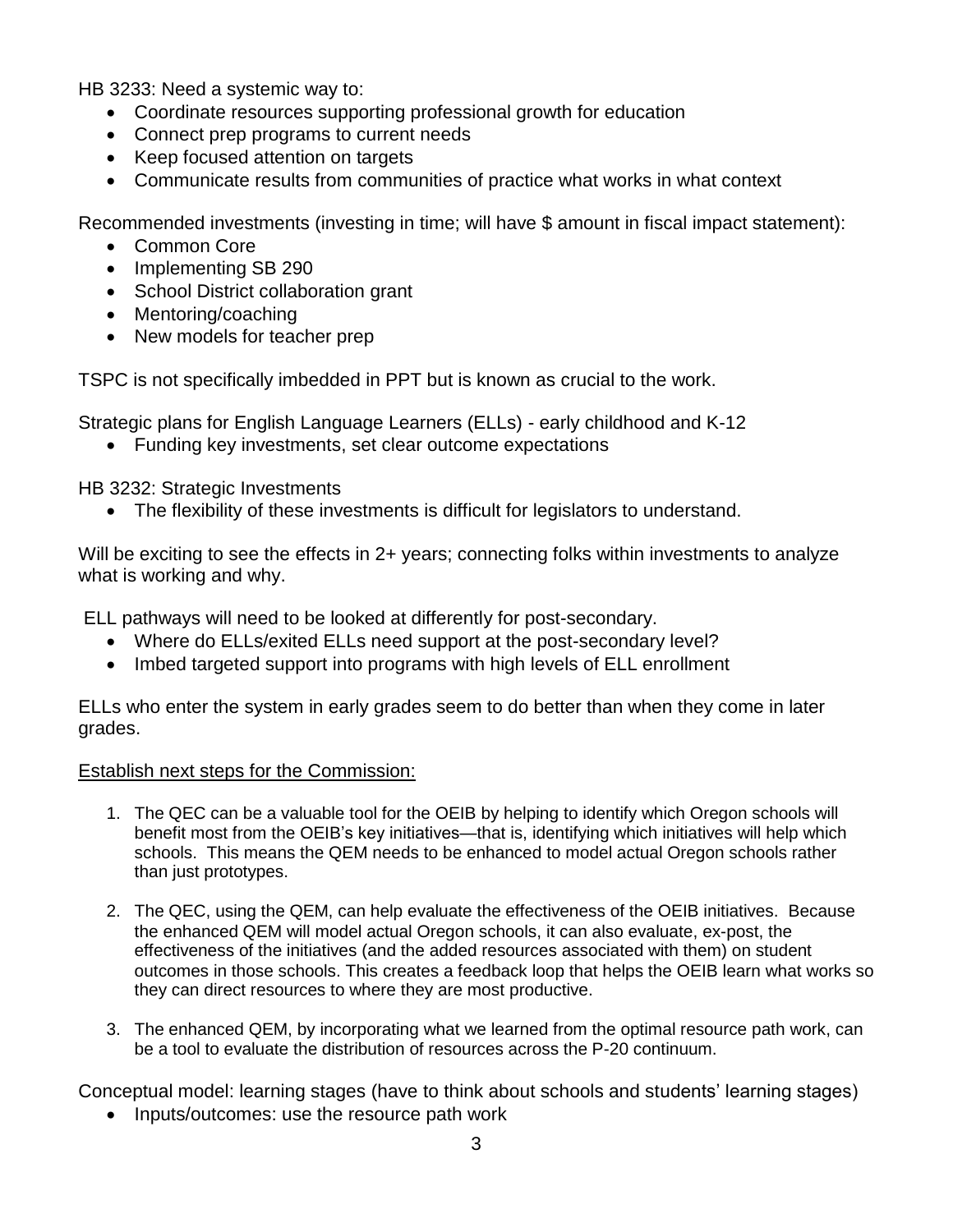HB 3233: Need a systemic way to:

- Coordinate resources supporting professional growth for education
- Connect prep programs to current needs
- Keep focused attention on targets
- Communicate results from communities of practice what works in what context

Recommended investments (investing in time; will have $ amount in fiscal impact statement):

- Common Core
- Implementing SB 290
- School District collaboration grant
- Mentoring/coaching
- New models for teacher prep

TSPC is not specifically imbedded in PPT but is known as crucial to the work.

Strategic plans for English Language Learners (ELLs) - early childhood and K-12

- Funding key investments, set clear outcome expectations

HB 3232: Strategic Investments

- The flexibility of these investments is difficult for legislators to understand.

Will be exciting to see the effects in 2+ years; connecting folks within investments to analyze what is working and why.

ELL pathways will need to be looked at differently for post-secondary.

- Where do ELLs/exited ELLs need support at the post-secondary level?
- Imbed targeted support into programs with high levels of ELL enrollment

ELLs who enter the system in early grades seem to do better than when they come in later grades.

<u>Establish next steps for the Commission:</u>

1. The QEC can be a valuable tool for the OEIB by helping to identify which Oregon schools will benefit most from the OEIB's key initiatives—that is, identifying which initiatives will help which schools. This means the QEM needs to be enhanced to model actual Oregon schools rather than just prototypes.

2. The QEC, using the QEM, can help evaluate the effectiveness of the OEIB initiatives. Because the enhanced QEM will model actual Oregon schools, it can also evaluate, ex-post, the effectiveness of the initiatives (and the added resources associated with them) on student outcomes in those schools. This creates a feedback loop that helps the OEIB learn what works so they can direct resources to where they are most productive.

3. The enhanced QEM, by incorporating what we learned from the optimal resource path work, can be a tool to evaluate the distribution of resources across the P-20 continuum.

Conceptual model: learning stages (have to think about schools and students' learning stages)

- Inputs/outcomes: use the resource path work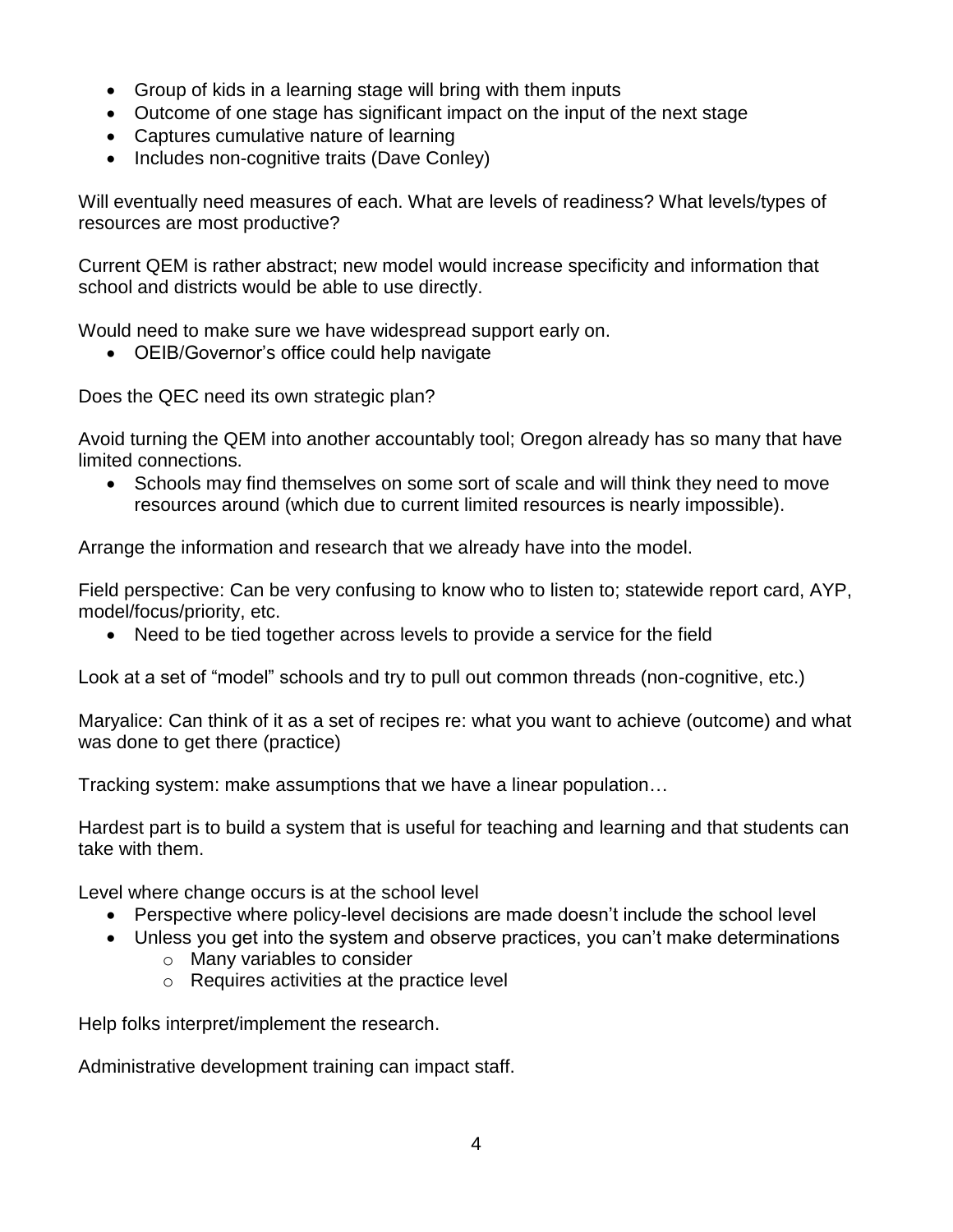- Group of kids in a learning stage will bring with them inputs
- Outcome of one stage has significant impact on the input of the next stage
- Captures cumulative nature of learning
- Includes non-cognitive traits (Dave Conley)

Will eventually need measures of each. What are levels of readiness? What levels/types of resources are most productive?

Current QEM is rather abstract; new model would increase specificity and information that school and districts would be able to use directly.

Would need to make sure we have widespread support early on.

- OEIB/Governor's office could help navigate

Does the QEC need its own strategic plan?

Avoid turning the QEM into another accountably tool; Oregon already has so many that have limited connections.

- Schools may find themselves on some sort of scale and will think they need to move resources around (which due to current limited resources is nearly impossible).

Arrange the information and research that we already have into the model.

Field perspective: Can be very confusing to know who to listen to; statewide report card, AYP, model/focus/priority, etc.

- Need to be tied together across levels to provide a service for the field

Look at a set of "model" schools and try to pull out common threads (non-cognitive, etc.)

Maryalice: Can think of it as a set of recipes re: what you want to achieve (outcome) and what was done to get there (practice)

Tracking system: make assumptions that we have a linear population…

Hardest part is to build a system that is useful for teaching and learning and that students can take with them.

Level where change occurs is at the school level

- Perspective where policy-level decisions are made doesn't include the school level
- Unless you get into the system and observe practices, you can't make determinations
  - Many variables to consider
  - Requires activities at the practice level

Help folks interpret/implement the research.

Administrative development training can impact staff.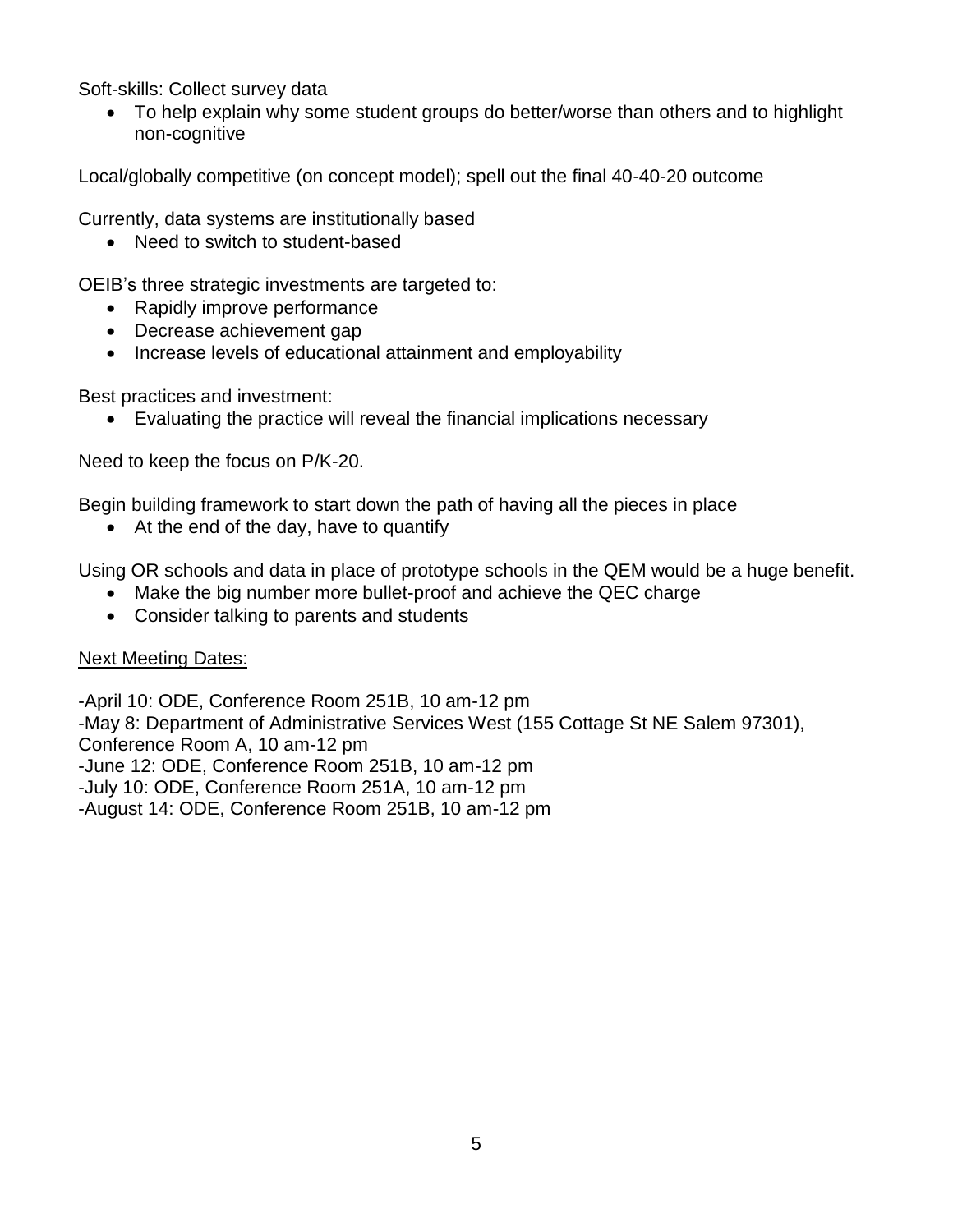Soft-skills: Collect survey data

- To help explain why some student groups do better/worse than others and to highlight non-cognitive

Local/globally competitive (on concept model); spell out the final 40-40-20 outcome

Currently, data systems are institutionally based

- Need to switch to student-based

OEIB's three strategic investments are targeted to:

- Rapidly improve performance
- Decrease achievement gap
- Increase levels of educational attainment and employability

Best practices and investment:

- Evaluating the practice will reveal the financial implications necessary

Need to keep the focus on P/K-20.

Begin building framework to start down the path of having all the pieces in place

- At the end of the day, have to quantify

Using OR schools and data in place of prototype schools in the QEM would be a huge benefit.

- Make the big number more bullet-proof and achieve the QEC charge
- Consider talking to parents and students

<u>Next Meeting Dates:</u>

-April 10: ODE, Conference Room 251B, 10 am-12 pm
-May 8: Department of Administrative Services West (155 Cottage St NE Salem 97301), Conference Room A, 10 am-12 pm
-June 12: ODE, Conference Room 251B, 10 am-12 pm
-July 10: ODE, Conference Room 251A, 10 am-12 pm
-August 14: ODE, Conference Room 251B, 10 am-12 pm